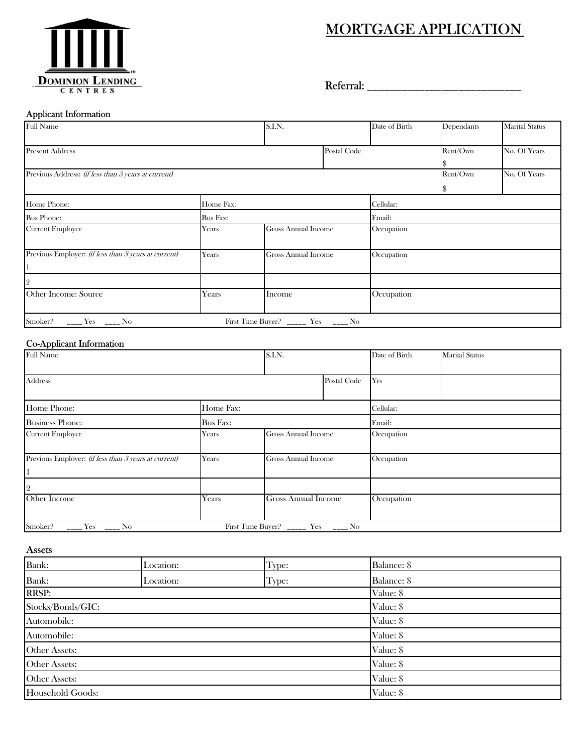# MORTGAGE APPLICATION

Dominion Lending Centres

Referral: ____________________________

## Applicant Information

| Full Name | | S.I.N. | | Date of Birth | Dependants | Marital Status |
|---|---|---|---|---|---|---|
| Present Address | | | Postal Code | | Rent/Own $ | No. Of Years |
| Previous Address: *(if less than 3 years at current)* | | | | | Rent/Own $ | No. Of Years |
| Home Phone: | Home Fax: | | | Cellular: | | |
| Bus Phone: | Bus Fax: | | | Email: | | |
| Current Employer | Years | Gross Annual Income | | Occupation | | |
| Previous Employer: *(if less than 3 years at current)* 1 | Years | Gross Annual Income | | Occupation | | |
| 2 | | | | | | |
| Other Income: Source | Years | Income | | Occupation | | |
| Smoker? ____ Yes ____ No | First Time Buyer? _____ Yes ____ No | | | | | |

## Co-Applicant Information

| Full Name | | S.I.N. | | Date of Birth | Marital Status |
|---|---|---|---|---|---|
| Address | | | Postal Code | Yrs | |
| Home Phone: | Home Fax: | | | Cellular: | |
| Business Phone: | Bus Fax: | | | Email: | |
| Current Employer | Years | Gross Annual Income | | Occupation | |
| Previous Employer: *(if less than 3 years at current)* 1 | Years | Gross Annual Income | | Occupation | |
| 2 | | | | | |
| Other Income | Years | Gross Annual Income | | Occupation | |
| Smoker? ____ Yes ____ No | First Time Buyer? _____ Yes ____ No | | | | |

## Assets

| Bank: | Location: | Type: | Balance: $ |
|---|---|---|---|
| Bank: | Location: | Type: | Balance: $ |
| RRSP: | | | Value: $ |
| Stocks/Bonds/GIC: | | | Value: $ |
| Automobile: | | | Value: $ |
| Automobile: | | | Value: $ |
| Other Assets: | | | Value: $ |
| Other Assets: | | | Value: $ |
| Other Assets: | | | Value: $ |
| Household Goods: | | | Value: $ |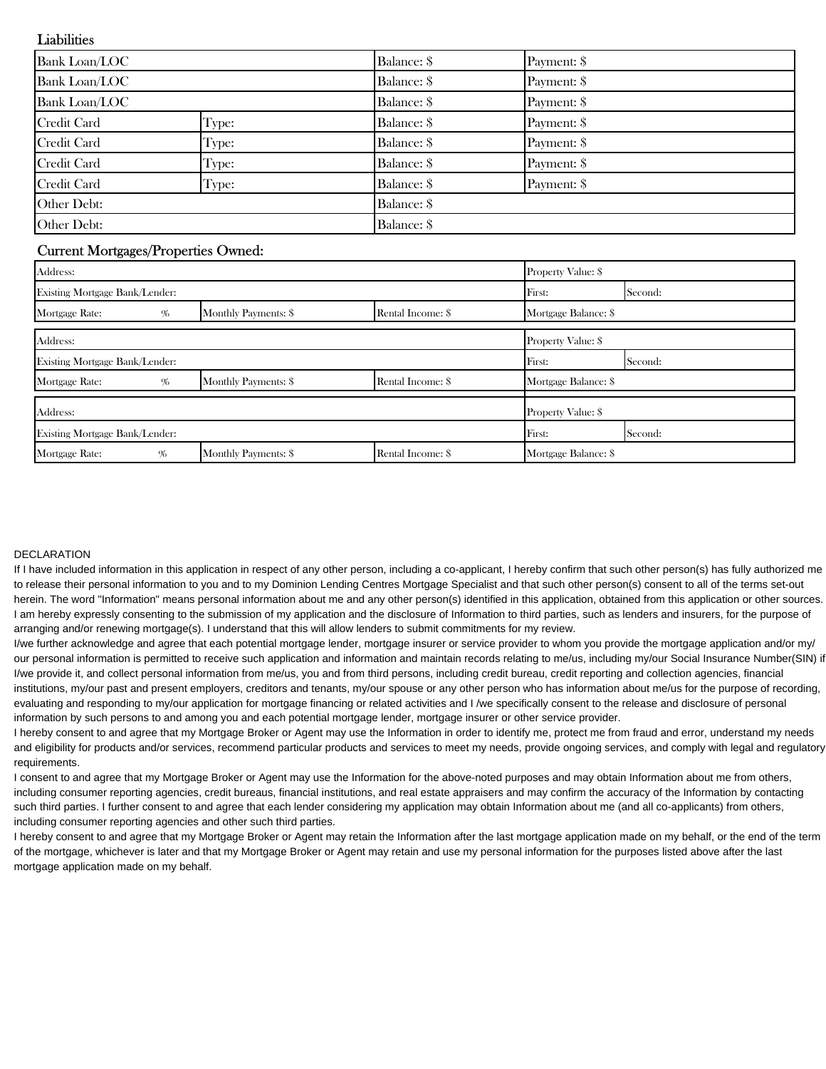## Liabilities

| | | | |
|---|---|---|---|
| Bank Loan/LOC | | Balance: $ | Payment: $ |
| Bank Loan/LOC | | Balance: $ | Payment: $ |
| Bank Loan/LOC | | Balance: $ | Payment: $ |
| Credit Card | Type: | Balance: $ | Payment: $ |
| Credit Card | Type: | Balance: $ | Payment: $ |
| Credit Card | Type: | Balance: $ | Payment: $ |
| Credit Card | Type: | Balance: $ | Payment: $ |
| Other Debt: | | Balance: $ | |
| Other Debt: | | Balance: $ | |

## Current Mortgages/Properties Owned:

| | | | | |
|---|---|---|---|---|
| Address: | | | Property Value: $ | |
| Existing Mortgage Bank/Lender: | | | First: | Second: |
| Mortgage Rate: % | Monthly Payments: $ | Rental Income: $ | Mortgage Balance: $ | |

| | | | | |
|---|---|---|---|---|
| Address: | | | Property Value: $ | |
| Existing Mortgage Bank/Lender: | | | First: | Second: |
| Mortgage Rate: % | Monthly Payments: $ | Rental Income: $ | Mortgage Balance: $ | |

| | | | | |
|---|---|---|---|---|
| Address: | | | Property Value: $ | |
| Existing Mortgage Bank/Lender: | | | First: | Second: |
| Mortgage Rate: % | Monthly Payments: $ | Rental Income: $ | Mortgage Balance: $ | |

DECLARATION

If I have included information in this application in respect of any other person, including a co-applicant, I hereby confirm that such other person(s) has fully authorized me to release their personal information to you and to my Dominion Lending Centres Mortgage Specialist and that such other person(s) consent to all of the terms set-out herein. The word "Information" means personal information about me and any other person(s) identified in this application, obtained from this application or other sources. I am hereby expressly consenting to the submission of my application and the disclosure of Information to third parties, such as lenders and insurers, for the purpose of arranging and/or renewing mortgage(s). I understand that this will allow lenders to submit commitments for my review.

I/we further acknowledge and agree that each potential mortgage lender, mortgage insurer or service provider to whom you provide the mortgage application and/or my/our personal information is permitted to receive such application and information and maintain records relating to me/us, including my/our Social Insurance Number(SIN) if I/we provide it, and collect personal information from me/us, you and from third persons, including credit bureau, credit reporting and collection agencies, financial institutions, my/our past and present employers, creditors and tenants, my/our spouse or any other person who has information about me/us for the purpose of recording, evaluating and responding to my/our application for mortgage financing or related activities and I /we specifically consent to the release and disclosure of personal information by such persons to and among you and each potential mortgage lender, mortgage insurer or other service provider.

I hereby consent to and agree that my Mortgage Broker or Agent may use the Information in order to identify me, protect me from fraud and error, understand my needs and eligibility for products and/or services, recommend particular products and services to meet my needs, provide ongoing services, and comply with legal and regulatory requirements.

I consent to and agree that my Mortgage Broker or Agent may use the Information for the above-noted purposes and may obtain Information about me from others, including consumer reporting agencies, credit bureaus, financial institutions, and real estate appraisers and may confirm the accuracy of the Information by contacting such third parties. I further consent to and agree that each lender considering my application may obtain Information about me (and all co-applicants) from others, including consumer reporting agencies and other such third parties.

I hereby consent to and agree that my Mortgage Broker or Agent may retain the Information after the last mortgage application made on my behalf, or the end of the term of the mortgage, whichever is later and that my Mortgage Broker or Agent may retain and use my personal information for the purposes listed above after the last mortgage application made on my behalf.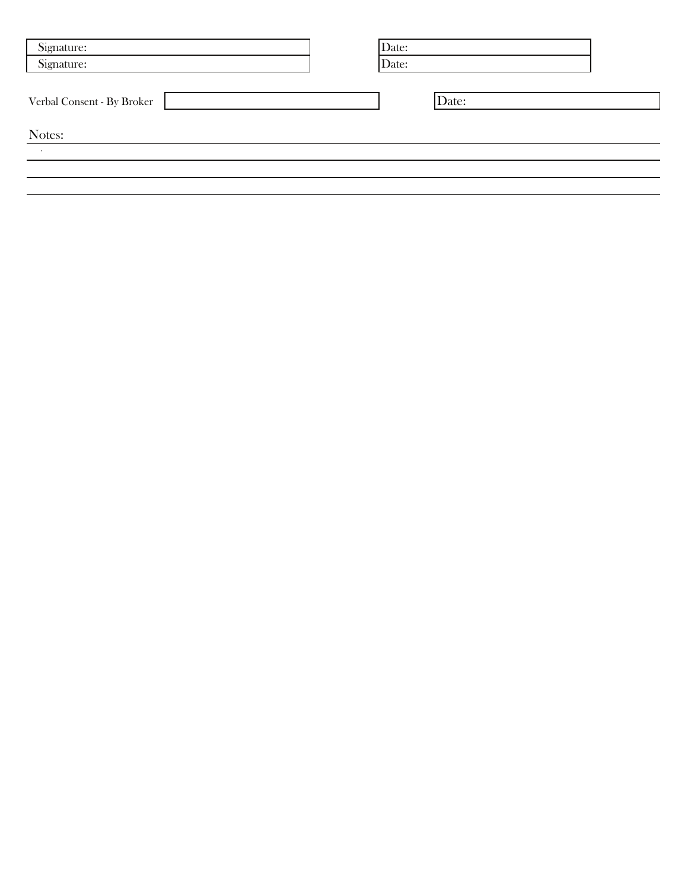| | |
|---|---|
| Signature: | Date: |
| Signature: | Date: |

Verbal Consent - By Broker | | Date:

Notes:

.